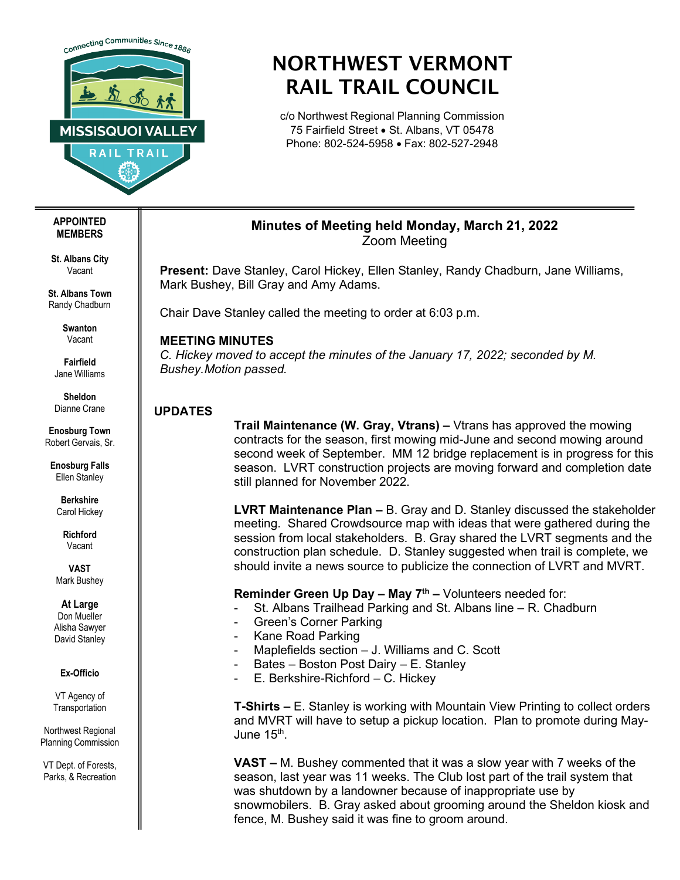# NORTHWEST VERMONT RAIL TRAIL COUNCIL

c/o Northwest Regional Planning Commission
75 Fairfield Street • St. Albans, VT 05478
Phone: 802-524-5958 • Fax: 802-527-2948

**APPOINTED MEMBERS**

**St. Albans City**
Vacant

**St. Albans Town**
Randy Chadburn

**Swanton**
Vacant

**Fairfield**
Jane Williams

**Sheldon**
Dianne Crane

**Enosburg Town**
Robert Gervais, Sr.

**Enosburg Falls**
Ellen Stanley

**Berkshire**
Carol Hickey

**Richford**
Vacant

**VAST**
Mark Bushey

**At Large**
Don Mueller
Alisha Sawyer
David Stanley

**Ex-Officio**

VT Agency of Transportation

Northwest Regional Planning Commission

VT Dept. of Forests, Parks, & Recreation

## Minutes of Meeting held Monday, March 21, 2022
Zoom Meeting

**Present:** Dave Stanley, Carol Hickey, Ellen Stanley, Randy Chadburn, Jane Williams, Mark Bushey, Bill Gray and Amy Adams.

Chair Dave Stanley called the meeting to order at 6:03 p.m.

### MEETING MINUTES

*C. Hickey moved to accept the minutes of the January 17, 2022; seconded by M. Bushey.Motion passed.*

### UPDATES

**Trail Maintenance (W. Gray, Vtrans) –** Vtrans has approved the mowing contracts for the season, first mowing mid-June and second mowing around second week of September. MM 12 bridge replacement is in progress for this season. LVRT construction projects are moving forward and completion date still planned for November 2022.

**LVRT Maintenance Plan –** B. Gray and D. Stanley discussed the stakeholder meeting. Shared Crowdsource map with ideas that were gathered during the session from local stakeholders. B. Gray shared the LVRT segments and the construction plan schedule. D. Stanley suggested when trail is complete, we should invite a news source to publicize the connection of LVRT and MVRT.

**Reminder Green Up Day – May 7th –** Volunteers needed for:

- St. Albans Trailhead Parking and St. Albans line – R. Chadburn
- Green's Corner Parking
- Kane Road Parking
- Maplefields section – J. Williams and C. Scott
- Bates – Boston Post Dairy – E. Stanley
- E. Berkshire-Richford – C. Hickey

**T-Shirts –** E. Stanley is working with Mountain View Printing to collect orders and MVRT will have to setup a pickup location. Plan to promote during May-June 15th.

**VAST –** M. Bushey commented that it was a slow year with 7 weeks of the season, last year was 11 weeks. The Club lost part of the trail system that was shutdown by a landowner because of inappropriate use by snowmobilers. B. Gray asked about grooming around the Sheldon kiosk and fence, M. Bushey said it was fine to groom around.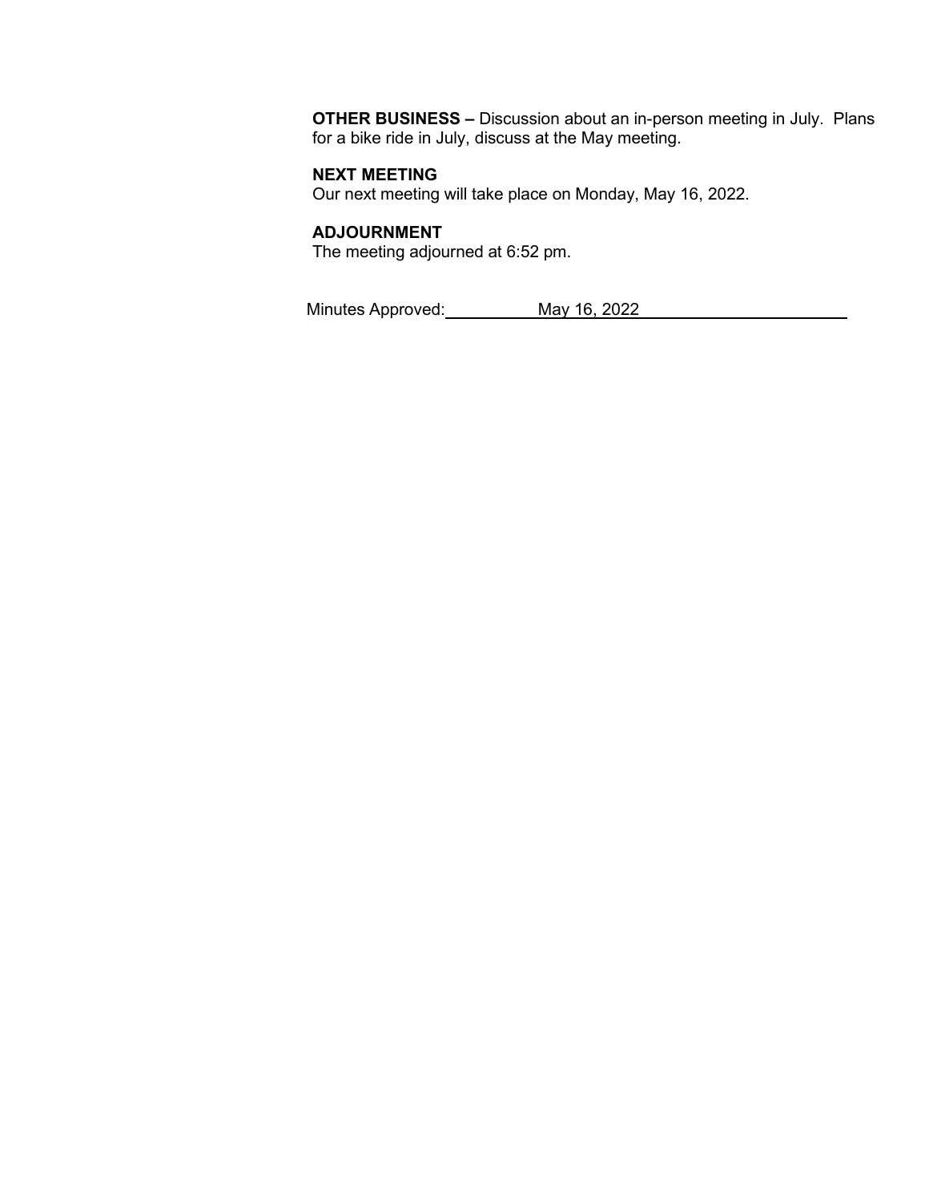**OTHER BUSINESS –** Discussion about an in-person meeting in July. Plans for a bike ride in July, discuss at the May meeting.

**NEXT MEETING**
Our next meeting will take place on Monday, May 16, 2022.

**ADJOURNMENT**
The meeting adjourned at 6:52 pm.

Minutes Approved: May 16, 2022